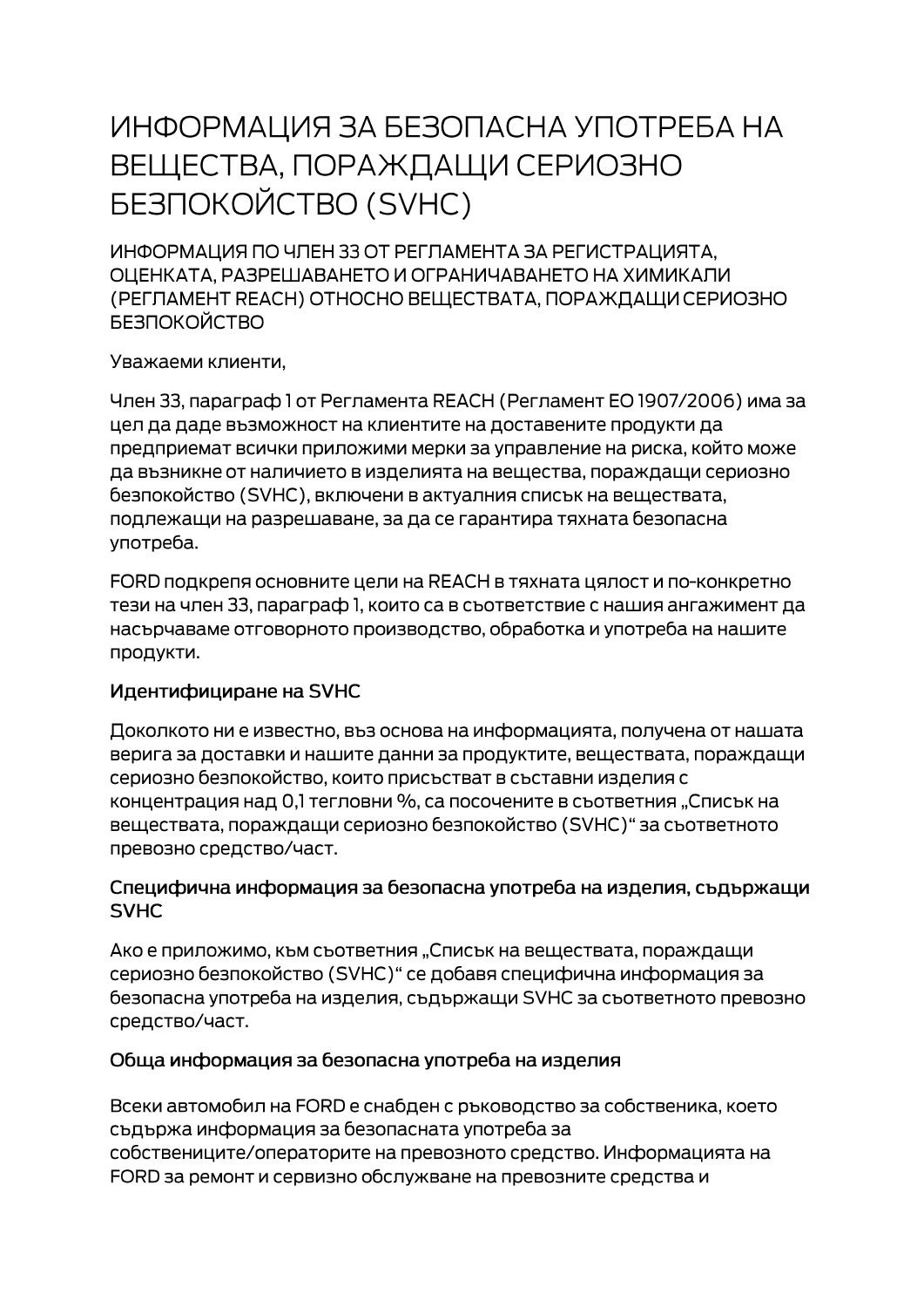# ИНФОРМАЦИЯ ЗА БЕЗОПАСНА УПОТРЕБА НА ВЕЩЕСТВА, ПОРАЖДАЩИ СЕРИОЗНО БЕЗПОКОЙСТВО (SVHC)

ИНФОРМАЦИЯ ПО ЧЛЕН 33 ОТ РЕГЛАМЕНТА ЗА РЕГИСТРАЦИЯТА, ОЦЕНКАТА, РАЗРЕШАВАНЕТО И ОГРАНИЧАВАНЕТО НА ХИМИКАЛИ (РЕГЛАМЕНТ REACH) ОТНОСНО ВЕЩЕСТВАТА, ПОРАЖДАЩИ СЕРИОЗНО БЕЗПОКОЙСТВО

Уважаеми клиенти,

Член 33, параграф 1 от Регламента REACH (Регламент ЕО 1907/2006) има за цел да даде възможност на клиентите на доставените продукти да предприемат всички приложими мерки за управление на риска, който може да възникне от наличието в изделията на вещества, пораждащи сериозно безпокойство (SVHC), включени в актуалния списък на веществата, подлежащи на разрешаване, за да се гарантира тяхната безопасна употреба.

FORD подкрепя основните цели на REACH в тяхната цялост и по-конкретно тези на член 33, параграф 1, които са в съответствие с нашия ангажимент да насърчаваме отговорното производство, обработка и употреба на нашите продукти.

### Идентифициране на SVHC

Доколкото ни е известно, въз основа на информацията, получена от нашата верига за доставки и нашите данни за продуктите, веществата, пораждащи сериозно безпокойство, които присъстват в съставни изделия с концентрация над 0,1 тегловни %, са посочените в съответния „Списък на веществата, пораждащи сериозно безпокойство (SVHC)“ за съответното превозно средство/част.

### Специфична информация за безопасна употреба на изделия, съдържащи SVHC

Ако е приложимо, към съответния „Списък на веществата, пораждащи сериозно безпокойство (SVHC)“ се добавя специфична информация за безопасна употреба на изделия, съдържащи SVHC за съответното превозно средство/част.

### Обща информация за безопасна употреба на изделия

Всеки автомобил на FORD е снабден с ръководство за собственика, което съдържа информация за безопасната употреба за собствениците/операторите на превозното средство. Информацията на FORD за ремонт и сервизно обслужване на превозните средства и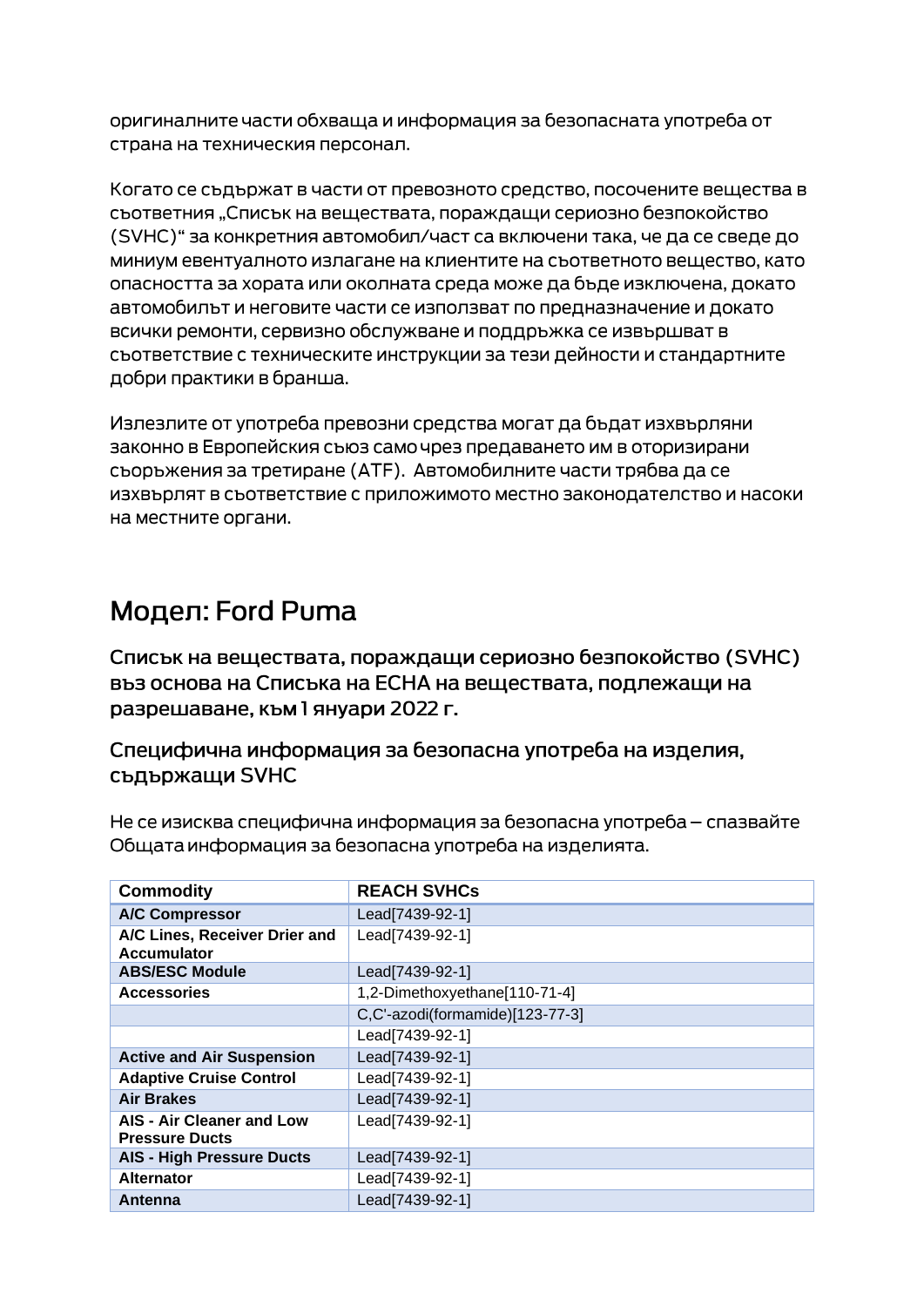оригиналните части обхваща и информация за безопасната употреба от страна на техническия персонал.

Когато се съдържат в части от превозното средство, посочените вещества в съответния „Списък на веществата, пораждащи сериозно безпокойство (SVHC)" за конкретния автомобил/част са включени така, че да се сведе до миниум евентуалното излагане на клиентите на съответното вещество, като опасността за хората или околната среда може да бъде изключена, докато автомобилът и неговите части се използват по предназначение и докато всички ремонти, сервизно обслужване и поддръжка се извършват в съответствие с техническите инструкции за тези дейности и стандартните добри практики в бранша.

Излезлите от употреба превозни средства могат да бъдат изхвърляни законно в Европейския съюз само чрез предаването им в оторизирани съоръжения за третиране (ATF). Автомобилните части трябва да се изхвърлят в съответствие с приложимото местно законодателство и насоки на местните органи.

# Модел: Ford Puma

## Списък на веществата, пораждащи сериозно безпокойство (SVHC) въз основа на Списъка на ECHA на веществата, подлежащи на разрешаване, към 1 януари 2022 г.

### Специфична информация за безопасна употреба на изделия, съдържащи SVHC

Не се изисква специфична информация за безопасна употреба – спазвайте Общата информация за безопасна употреба на изделията.

| Commodity | REACH SVHCs |
|---|---|
| **A/C Compressor** | Lead[7439-92-1] |
| **A/C Lines, Receiver Drier and Accumulator** | Lead[7439-92-1] |
| **ABS/ESC Module** | Lead[7439-92-1] |
| **Accessories** | 1,2-Dimethoxyethane[110-71-4] |
| | C,C'-azodi(formamide)[123-77-3] |
| | Lead[7439-92-1] |
| **Active and Air Suspension** | Lead[7439-92-1] |
| **Adaptive Cruise Control** | Lead[7439-92-1] |
| **Air Brakes** | Lead[7439-92-1] |
| **AIS - Air Cleaner and Low Pressure Ducts** | Lead[7439-92-1] |
| **AIS - High Pressure Ducts** | Lead[7439-92-1] |
| **Alternator** | Lead[7439-92-1] |
| **Antenna** | Lead[7439-92-1] |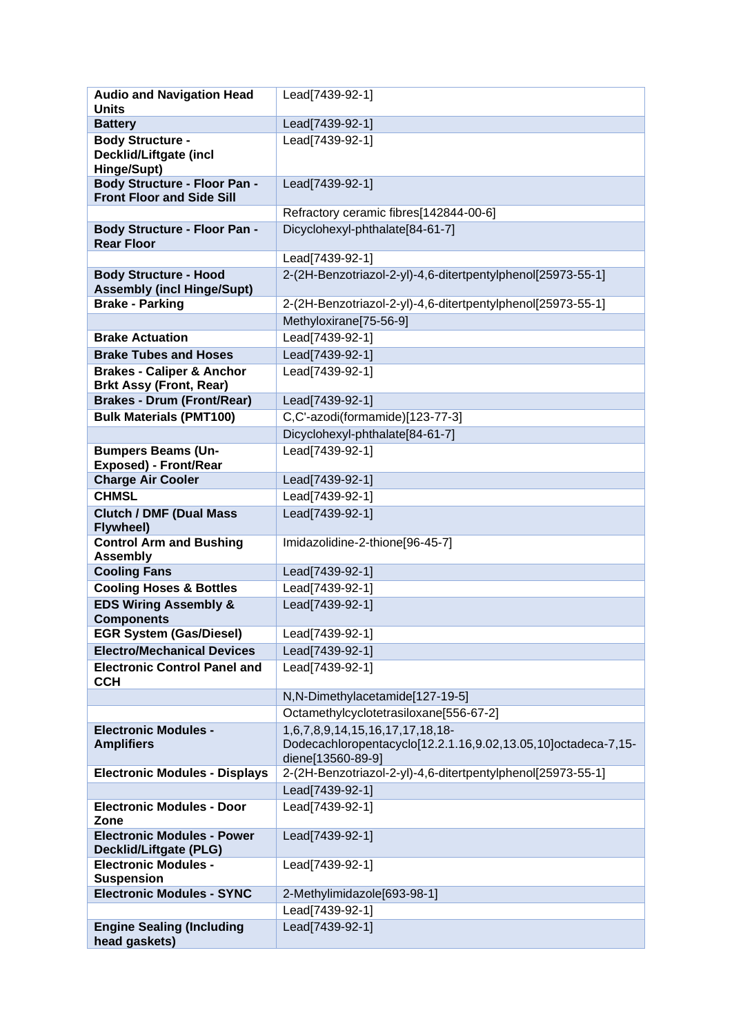| **Audio and Navigation Head Units** | Lead[7439-92-1] |
|---|---|
| **Battery** | Lead[7439-92-1] |
| **Body Structure - Decklid/Liftgate (incl Hinge/Supt)** | Lead[7439-92-1] |
| **Body Structure - Floor Pan - Front Floor and Side Sill** | Lead[7439-92-1] |
| | Refractory ceramic fibres[142844-00-6] |
| **Body Structure - Floor Pan - Rear Floor** | Dicyclohexyl-phthalate[84-61-7] |
| | Lead[7439-92-1] |
| **Body Structure - Hood Assembly (incl Hinge/Supt)** | 2-(2H-Benzotriazol-2-yl)-4,6-ditertpentylphenol[25973-55-1] |
| **Brake - Parking** | 2-(2H-Benzotriazol-2-yl)-4,6-ditertpentylphenol[25973-55-1] |
| | Methyloxirane[75-56-9] |
| **Brake Actuation** | Lead[7439-92-1] |
| **Brake Tubes and Hoses** | Lead[7439-92-1] |
| **Brakes - Caliper & Anchor Brkt Assy (Front, Rear)** | Lead[7439-92-1] |
| **Brakes - Drum (Front/Rear)** | Lead[7439-92-1] |
| **Bulk Materials (PMT100)** | C,C'-azodi(formamide)[123-77-3] |
| | Dicyclohexyl-phthalate[84-61-7] |
| **Bumpers Beams (Un-Exposed) - Front/Rear** | Lead[7439-92-1] |
| **Charge Air Cooler** | Lead[7439-92-1] |
| **CHMSL** | Lead[7439-92-1] |
| **Clutch / DMF (Dual Mass Flywheel)** | Lead[7439-92-1] |
| **Control Arm and Bushing Assembly** | Imidazolidine-2-thione[96-45-7] |
| **Cooling Fans** | Lead[7439-92-1] |
| **Cooling Hoses & Bottles** | Lead[7439-92-1] |
| **EDS Wiring Assembly & Components** | Lead[7439-92-1] |
| **EGR System (Gas/Diesel)** | Lead[7439-92-1] |
| **Electro/Mechanical Devices** | Lead[7439-92-1] |
| **Electronic Control Panel and CCH** | Lead[7439-92-1] |
| | N,N-Dimethylacetamide[127-19-5] |
| | Octamethylcyclotetrasiloxane[556-67-2] |
| **Electronic Modules - Amplifiers** | 1,6,7,8,9,14,15,16,17,17,18,18-Dodecachloropentacyclo[12.2.1.16,9.02,13.05,10]octadeca-7,15-diene[13560-89-9] |
| **Electronic Modules - Displays** | 2-(2H-Benzotriazol-2-yl)-4,6-ditertpentylphenol[25973-55-1] |
| | Lead[7439-92-1] |
| **Electronic Modules - Door Zone** | Lead[7439-92-1] |
| **Electronic Modules - Power Decklid/Liftgate (PLG)** | Lead[7439-92-1] |
| **Electronic Modules - Suspension** | Lead[7439-92-1] |
| **Electronic Modules - SYNC** | 2-Methylimidazole[693-98-1] |
| | Lead[7439-92-1] |
| **Engine Sealing (Including head gaskets)** | Lead[7439-92-1] |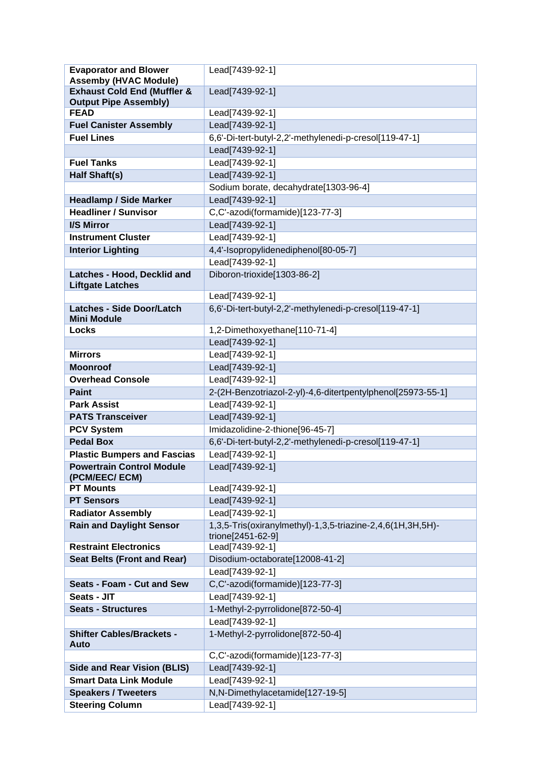| **Evaporator and Blower Assemby (HVAC Module)** | Lead[7439-92-1] |
|---|---|
| **Exhaust Cold End (Muffler & Output Pipe Assembly)** | Lead[7439-92-1] |
| **FEAD** | Lead[7439-92-1] |
| **Fuel Canister Assembly** | Lead[7439-92-1] |
| **Fuel Lines** | 6,6'-Di-tert-butyl-2,2'-methylenedi-p-cresol[119-47-1] |
| | Lead[7439-92-1] |
| **Fuel Tanks** | Lead[7439-92-1] |
| **Half Shaft(s)** | Lead[7439-92-1] |
| | Sodium borate, decahydrate[1303-96-4] |
| **Headlamp / Side Marker** | Lead[7439-92-1] |
| **Headliner / Sunvisor** | C,C'-azodi(formamide)[123-77-3] |
| **I/S Mirror** | Lead[7439-92-1] |
| **Instrument Cluster** | Lead[7439-92-1] |
| **Interior Lighting** | 4,4'-Isopropylidenediphenol[80-05-7] |
| | Lead[7439-92-1] |
| **Latches - Hood, Decklid and Liftgate Latches** | Diboron-trioxide[1303-86-2] |
| | Lead[7439-92-1] |
| **Latches - Side Door/Latch Mini Module** | 6,6'-Di-tert-butyl-2,2'-methylenedi-p-cresol[119-47-1] |
| **Locks** | 1,2-Dimethoxyethane[110-71-4] |
| | Lead[7439-92-1] |
| **Mirrors** | Lead[7439-92-1] |
| **Moonroof** | Lead[7439-92-1] |
| **Overhead Console** | Lead[7439-92-1] |
| **Paint** | 2-(2H-Benzotriazol-2-yl)-4,6-ditertpentylphenol[25973-55-1] |
| **Park Assist** | Lead[7439-92-1] |
| **PATS Transceiver** | Lead[7439-92-1] |
| **PCV System** | Imidazolidine-2-thione[96-45-7] |
| **Pedal Box** | 6,6'-Di-tert-butyl-2,2'-methylenedi-p-cresol[119-47-1] |
| **Plastic Bumpers and Fascias** | Lead[7439-92-1] |
| **Powertrain Control Module (PCM/EEC/ ECM)** | Lead[7439-92-1] |
| **PT Mounts** | Lead[7439-92-1] |
| **PT Sensors** | Lead[7439-92-1] |
| **Radiator Assembly** | Lead[7439-92-1] |
| **Rain and Daylight Sensor** | 1,3,5-Tris(oxiranylmethyl)-1,3,5-triazine-2,4,6(1H,3H,5H)-trione[2451-62-9] |
| **Restraint Electronics** | Lead[7439-92-1] |
| **Seat Belts (Front and Rear)** | Disodium-octaborate[12008-41-2] |
| | Lead[7439-92-1] |
| **Seats - Foam - Cut and Sew** | C,C'-azodi(formamide)[123-77-3] |
| **Seats - JIT** | Lead[7439-92-1] |
| **Seats - Structures** | 1-Methyl-2-pyrrolidone[872-50-4] |
| | Lead[7439-92-1] |
| **Shifter Cables/Brackets - Auto** | 1-Methyl-2-pyrrolidone[872-50-4] |
| | C,C'-azodi(formamide)[123-77-3] |
| **Side and Rear Vision (BLIS)** | Lead[7439-92-1] |
| **Smart Data Link Module** | Lead[7439-92-1] |
| **Speakers / Tweeters** | N,N-Dimethylacetamide[127-19-5] |
| **Steering Column** | Lead[7439-92-1] |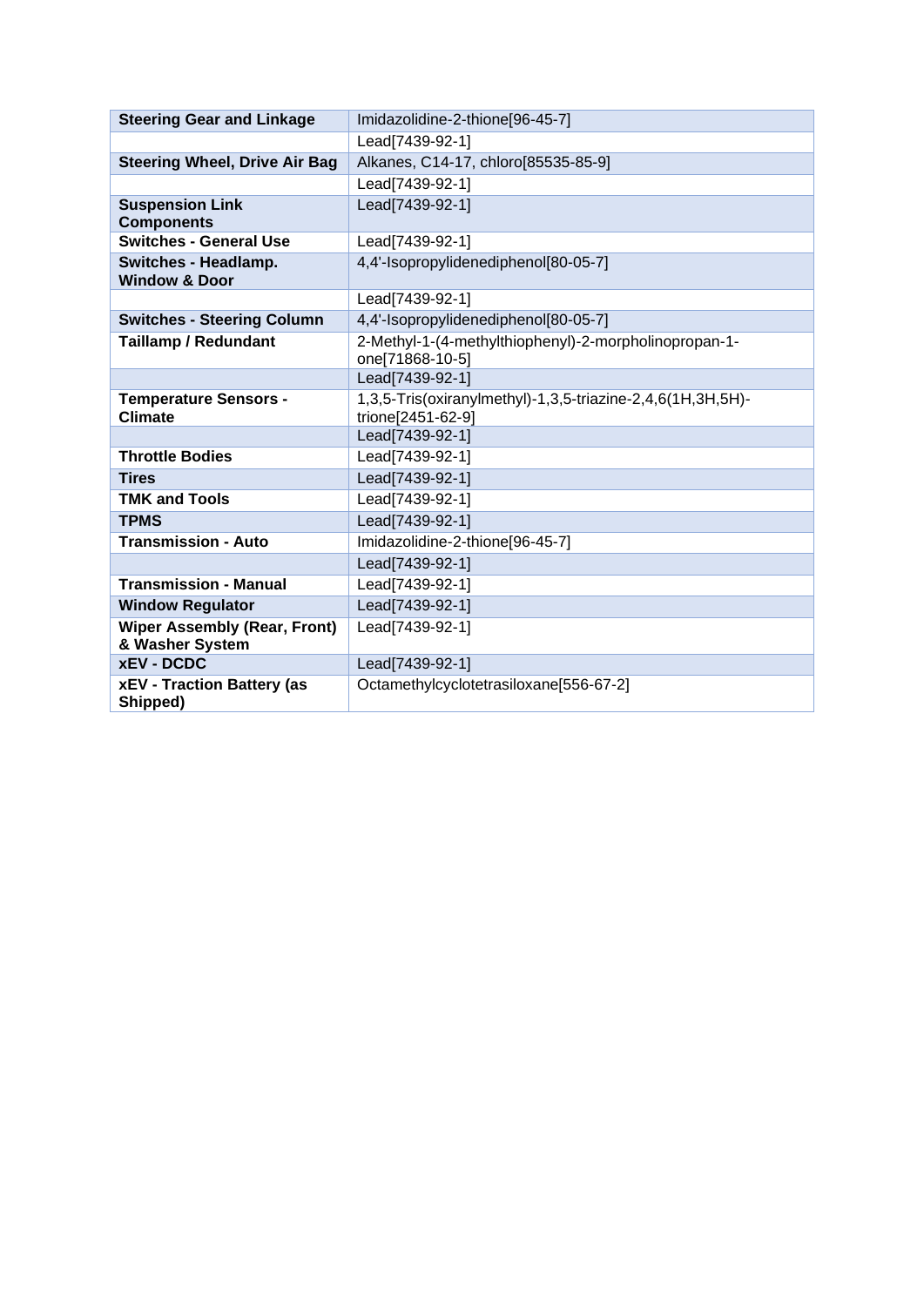| | |
|---|---|
| **Steering Gear and Linkage** | Imidazolidine-2-thione[96-45-7] |
| | Lead[7439-92-1] |
| **Steering Wheel, Drive Air Bag** | Alkanes, C14-17, chloro[85535-85-9] |
| | Lead[7439-92-1] |
| **Suspension Link Components** | Lead[7439-92-1] |
| **Switches - General Use** | Lead[7439-92-1] |
| **Switches - Headlamp. Window & Door** | 4,4'-Isopropylidenediphenol[80-05-7] |
| | Lead[7439-92-1] |
| **Switches - Steering Column** | 4,4'-Isopropylidenediphenol[80-05-7] |
| **Taillamp / Redundant** | 2-Methyl-1-(4-methylthiophenyl)-2-morpholinopropan-1-one[71868-10-5] |
| | Lead[7439-92-1] |
| **Temperature Sensors - Climate** | 1,3,5-Tris(oxiranylmethyl)-1,3,5-triazine-2,4,6(1H,3H,5H)-trione[2451-62-9] |
| | Lead[7439-92-1] |
| **Throttle Bodies** | Lead[7439-92-1] |
| **Tires** | Lead[7439-92-1] |
| **TMK and Tools** | Lead[7439-92-1] |
| **TPMS** | Lead[7439-92-1] |
| **Transmission - Auto** | Imidazolidine-2-thione[96-45-7] |
| | Lead[7439-92-1] |
| **Transmission - Manual** | Lead[7439-92-1] |
| **Window Regulator** | Lead[7439-92-1] |
| **Wiper Assembly (Rear, Front) & Washer System** | Lead[7439-92-1] |
| **xEV - DCDC** | Lead[7439-92-1] |
| **xEV - Traction Battery (as Shipped)** | Octamethylcyclotetrasiloxane[556-67-2] |